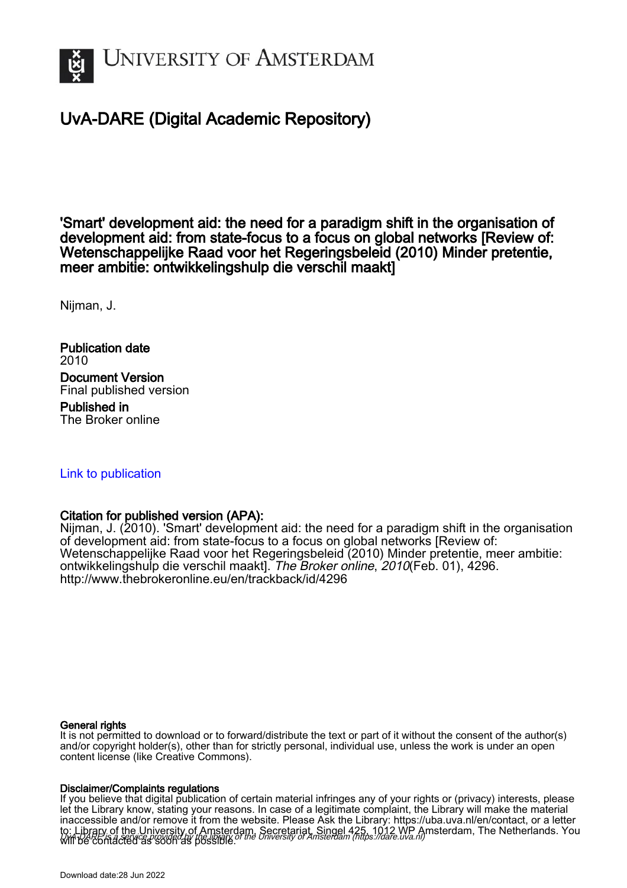UNIVERSITY OF AMSTERDAM

# UvA-DARE (Digital Academic Repository)

## 'Smart' development aid: the need for a paradigm shift in the organisation of development aid: from state-focus to a focus on global networks [Review of: Wetenschappelijke Raad voor het Regeringsbeleid (2010) Minder pretentie, meer ambitie: ontwikkelingshulp die verschil maakt]

Nijman, J.

**Publication date**
2010

**Document Version**
Final published version

**Published in**
The Broker online

Link to publication

**Citation for published version (APA):**
Nijman, J. (2010). 'Smart' development aid: the need for a paradigm shift in the organisation of development aid: from state-focus to a focus on global networks [Review of: Wetenschappelijke Raad voor het Regeringsbeleid (2010) Minder pretentie, meer ambitie: ontwikkelingshulp die verschil maakt]. *The Broker online*, *2010*(Feb. 01), 4296. http://www.thebrokeronline.eu/en/trackback/id/4296

**General rights**
It is not permitted to download or to forward/distribute the text or part of it without the consent of the author(s) and/or copyright holder(s), other than for strictly personal, individual use, unless the work is under an open content license (like Creative Commons).

**Disclaimer/Complaints regulations**
If you believe that digital publication of certain material infringes any of your rights or (privacy) interests, please let the Library know, stating your reasons. In case of a legitimate complaint, the Library will make the material inaccessible and/or remove it from the website. Please Ask the Library: https://uba.uva.nl/en/contact, or a letter to: Library of the University of Amsterdam, Secretariat, Singel 425, 1012 WP Amsterdam, The Netherlands. You will be contacted as soon as possible.

*UvA-DARE is a service provided by the library of the University of Amsterdam (https://dare.uva.nl)*

Download date:28 Jun 2022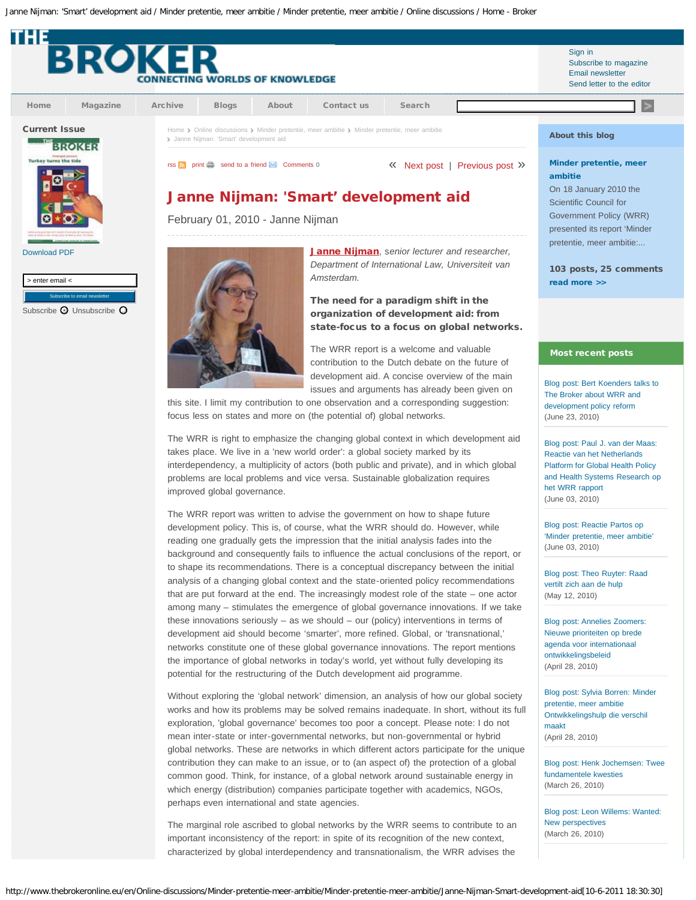Home › Online discussions › Minder pretentie, meer ambitie › Minder pretentie, meer ambitie › Janne Nijman: 'Smart' development aid

rss | print | send to a friend | Comments 0

« Next post | Previous post »

# Janne Nijman: 'Smart' development aid

February 01, 2010 - Janne Nijman

**Janne Nijman**, *senior lecturer and researcher, Department of International Law, Universiteit van Amsterdam.*

**The need for a paradigm shift in the organization of development aid: from state-focus to a focus on global networks.**

The WRR report is a welcome and valuable contribution to the Dutch debate on the future of development aid. A concise overview of the main issues and arguments has already been given on this site. I limit my contribution to one observation and a corresponding suggestion: focus less on states and more on (the potential of) global networks.

The WRR is right to emphasize the changing global context in which development aid takes place. We live in a 'new world order': a global society marked by its interdependency, a multiplicity of actors (both public and private), and in which global problems are local problems and vice versa. Sustainable globalization requires improved global governance.

The WRR report was written to advise the government on how to shape future development policy. This is, of course, what the WRR should do. However, while reading one gradually gets the impression that the initial analysis fades into the background and consequently fails to influence the actual conclusions of the report, or to shape its recommendations. There is a conceptual discrepancy between the initial analysis of a changing global context and the state-oriented policy recommendations that are put forward at the end. The increasingly modest role of the state – one actor among many – stimulates the emergence of global governance innovations. If we take these innovations seriously – as we should – our (policy) interventions in terms of development aid should become 'smarter', more refined. Global, or 'transnational,' networks constitute one of these global governance innovations. The report mentions the importance of global networks in today's world, yet without fully developing its potential for the restructuring of the Dutch development aid programme.

Without exploring the 'global network' dimension, an analysis of how our global society works and how its problems may be solved remains inadequate. In short, without its full exploration, 'global governance' becomes too poor a concept. Please note: I do not mean inter-state or inter-governmental networks, but non-governmental or hybrid global networks. These are networks in which different actors participate for the unique contribution they can make to an issue, or to (an aspect of) the protection of a global common good. Think, for instance, of a global network around sustainable energy in which energy (distribution) companies participate together with academics, NGOs, perhaps even international and state agencies.

The marginal role ascribed to global networks by the WRR seems to contribute to an important inconsistency of the report: in spite of its recognition of the new context, characterized by global interdependency and transnationalism, the WRR advises the

## About this blog

**Minder pretentie, meer ambitie**

On 18 January 2010 the Scientific Council for Government Policy (WRR) presented its report 'Minder pretentie, meer ambitie:...

**103 posts, 25 comments**

**read more >>**

## Most recent posts

- Blog post: Bert Koenders talks to The Broker about WRR and development policy reform (June 23, 2010)
- Blog post: Paul J. van der Maas: Reactie van het Netherlands Platform for Global Health Policy and Health Systems Research op het WRR rapport (June 03, 2010)
- Blog post: Reactie Partos op 'Minder pretentie, meer ambitie' (June 03, 2010)
- Blog post: Theo Ruyter: Raad vertilt zich aan de hulp (May 12, 2010)
- Blog post: Annelies Zoomers: Nieuwe prioriteiten op brede agenda voor internationaal ontwikkelingsbeleid (April 28, 2010)
- Blog post: Sylvia Borren: Minder pretentie, meer ambitie Ontwikkelingshulp die verschil maakt (April 28, 2010)
- Blog post: Henk Jochemsen: Twee fundamentele kwesties (March 26, 2010)
- Blog post: Leon Willems: Wanted: New perspectives (March 26, 2010)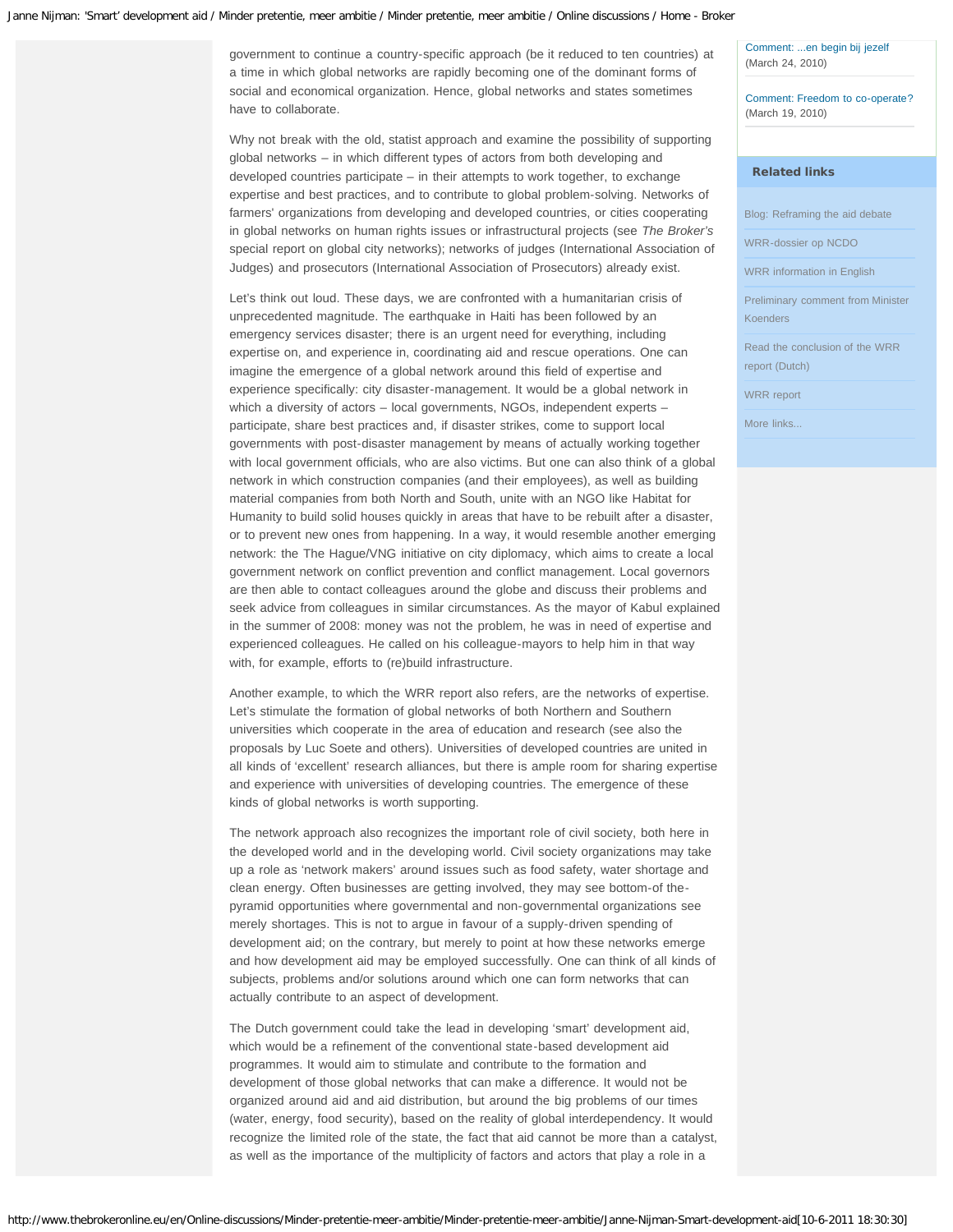government to continue a country-specific approach (be it reduced to ten countries) at a time in which global networks are rapidly becoming one of the dominant forms of social and economical organization. Hence, global networks and states sometimes have to collaborate.

Why not break with the old, statist approach and examine the possibility of supporting global networks – in which different types of actors from both developing and developed countries participate – in their attempts to work together, to exchange expertise and best practices, and to contribute to global problem-solving. Networks of farmers' organizations from developing and developed countries, or cities cooperating in global networks on human rights issues or infrastructural projects (see *The Broker's* special report on global city networks); networks of judges (International Association of Judges) and prosecutors (International Association of Prosecutors) already exist.

Let's think out loud. These days, we are confronted with a humanitarian crisis of unprecedented magnitude. The earthquake in Haiti has been followed by an emergency services disaster; there is an urgent need for everything, including expertise on, and experience in, coordinating aid and rescue operations. One can imagine the emergence of a global network around this field of expertise and experience specifically: city disaster-management. It would be a global network in which a diversity of actors – local governments, NGOs, independent experts – participate, share best practices and, if disaster strikes, come to support local governments with post-disaster management by means of actually working together with local government officials, who are also victims. But one can also think of a global network in which construction companies (and their employees), as well as building material companies from both North and South, unite with an NGO like Habitat for Humanity to build solid houses quickly in areas that have to be rebuilt after a disaster, or to prevent new ones from happening. In a way, it would resemble another emerging network: the The Hague/VNG initiative on city diplomacy, which aims to create a local government network on conflict prevention and conflict management. Local governors are then able to contact colleagues around the globe and discuss their problems and seek advice from colleagues in similar circumstances. As the mayor of Kabul explained in the summer of 2008: money was not the problem, he was in need of expertise and experienced colleagues. He called on his colleague-mayors to help him in that way with, for example, efforts to (re)build infrastructure.

Another example, to which the WRR report also refers, are the networks of expertise. Let's stimulate the formation of global networks of both Northern and Southern universities which cooperate in the area of education and research (see also the proposals by Luc Soete and others). Universities of developed countries are united in all kinds of 'excellent' research alliances, but there is ample room for sharing expertise and experience with universities of developing countries. The emergence of these kinds of global networks is worth supporting.

The network approach also recognizes the important role of civil society, both here in the developed world and in the developing world. Civil society organizations may take up a role as 'network makers' around issues such as food safety, water shortage and clean energy. Often businesses are getting involved, they may see bottom-of the-pyramid opportunities where governmental and non-governmental organizations see merely shortages. This is not to argue in favour of a supply-driven spending of development aid; on the contrary, but merely to point at how these networks emerge and how development aid may be employed successfully. One can think of all kinds of subjects, problems and/or solutions around which one can form networks that can actually contribute to an aspect of development.

The Dutch government could take the lead in developing 'smart' development aid, which would be a refinement of the conventional state-based development aid programmes. It would aim to stimulate and contribute to the formation and development of those global networks that can make a difference. It would not be organized around aid and aid distribution, but around the big problems of our times (water, energy, food security), based on the reality of global interdependency. It would recognize the limited role of the state, the fact that aid cannot be more than a catalyst, as well as the importance of the multiplicity of factors and actors that play a role in a

Comment: ...en begin bij jezelf
(March 24, 2010)

Comment: Freedom to co-operate?
(March 19, 2010)

**Related links**

- Blog: Reframing the aid debate
- WRR-dossier op NCDO
- WRR information in English
- Preliminary comment from Minister Koenders
- Read the conclusion of the WRR report (Dutch)
- WRR report
- More links...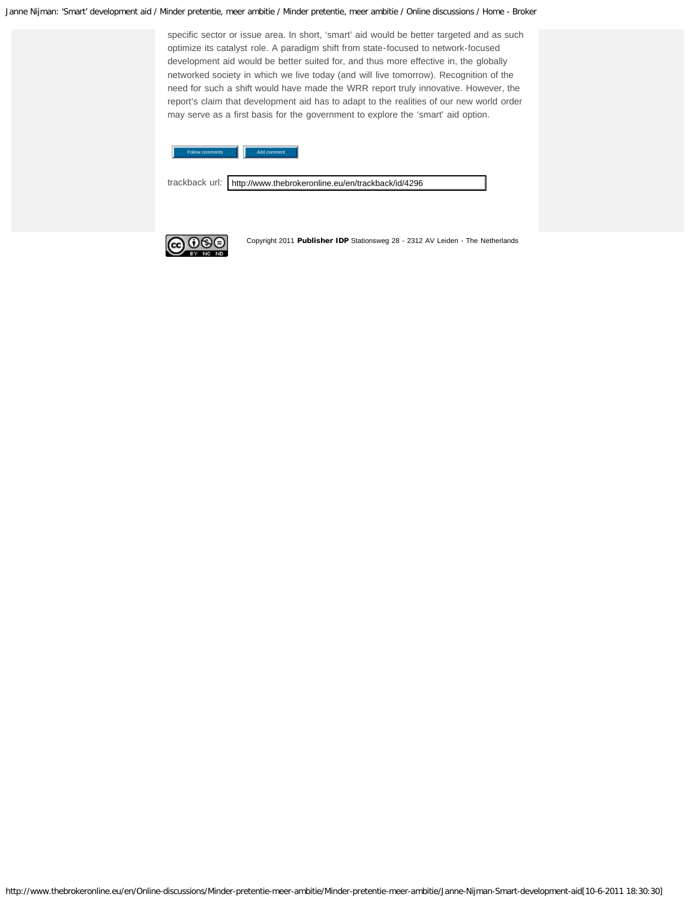specific sector or issue area. In short, 'smart' aid would be better targeted and as such optimize its catalyst role. A paradigm shift from state-focused to network-focused development aid would be better suited for, and thus more effective in, the globally networked society in which we live today (and will live tomorrow). Recognition of the need for such a shift would have made the WRR report truly innovative. However, the report's claim that development aid has to adapt to the realities of our new world order may serve as a first basis for the government to explore the 'smart' aid option.

Follow comments | Add comment

trackback url: http://www.thebrokeronline.eu/en/trackback/id/4296

Copyright 2011 **Publisher IDP** Stationsweg 28 - 2312 AV Leiden - The Netherlands